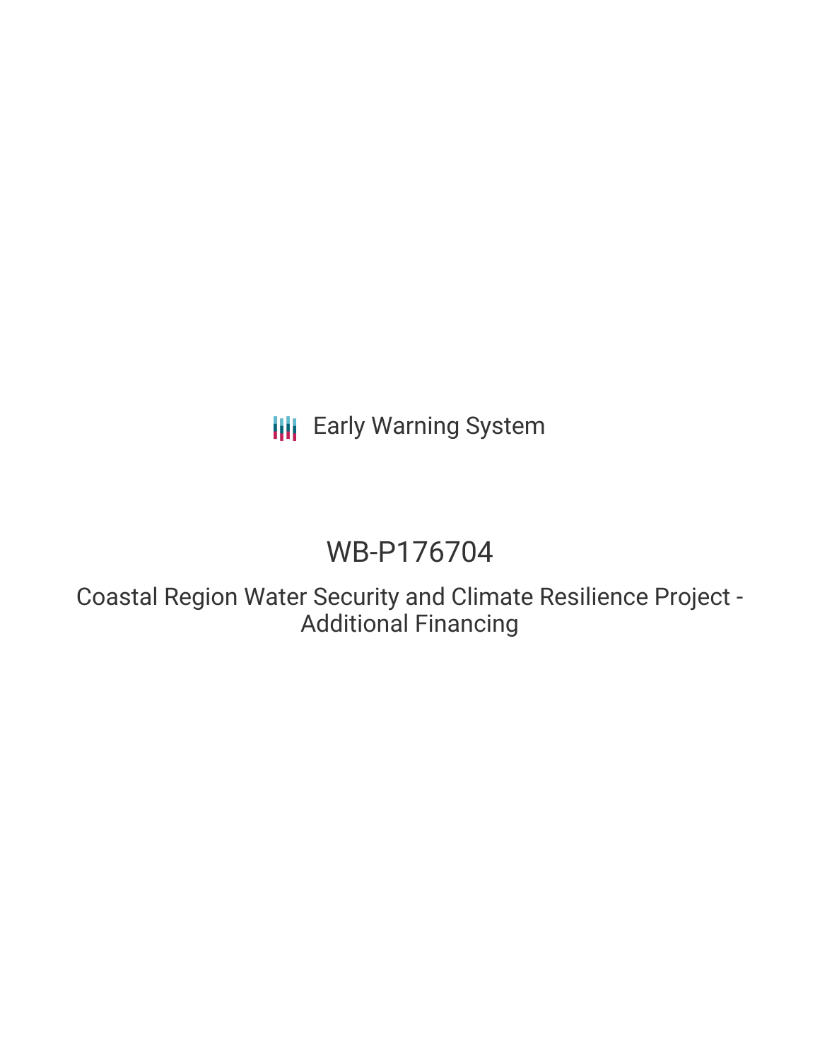Early Warning System

# WB-P176704

## Coastal Region Water Security and Climate Resilience Project - Additional Financing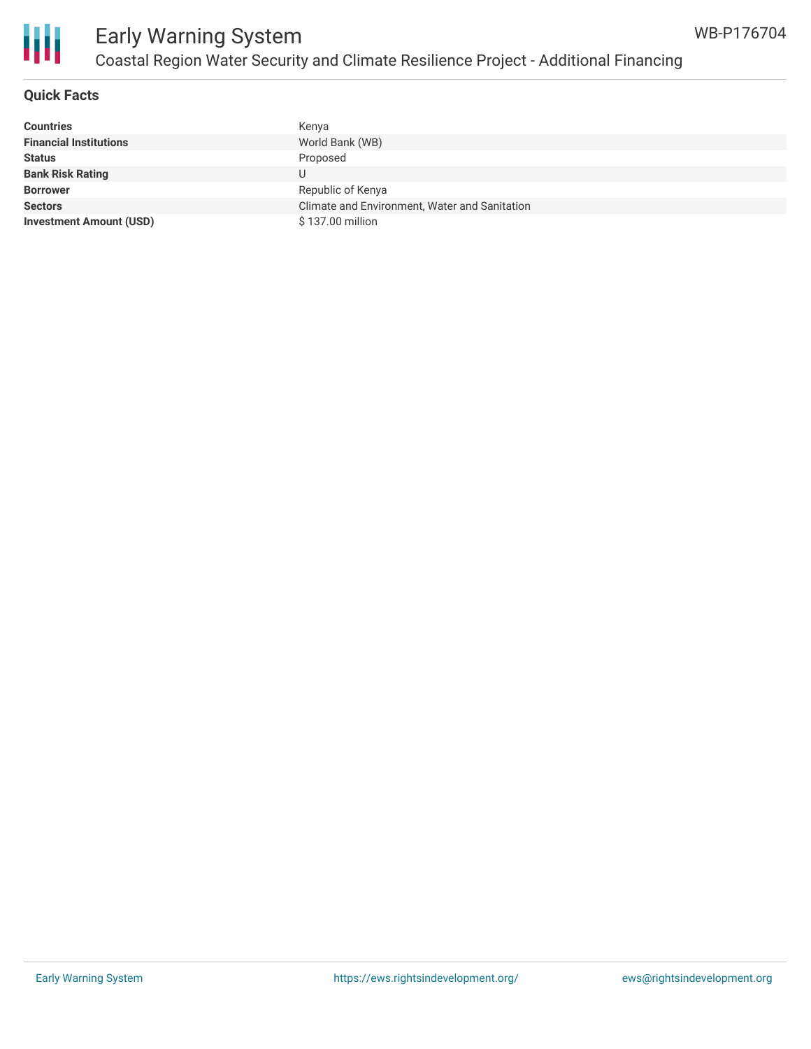## Quick Facts

| | |
|---|---|
| **Countries** | Kenya |
| **Financial Institutions** | World Bank (WB) |
| **Status** | Proposed |
| **Bank Risk Rating** | U |
| **Borrower** | Republic of Kenya |
| **Sectors** | Climate and Environment, Water and Sanitation |
| **Investment Amount (USD)** | $ 137.00 million |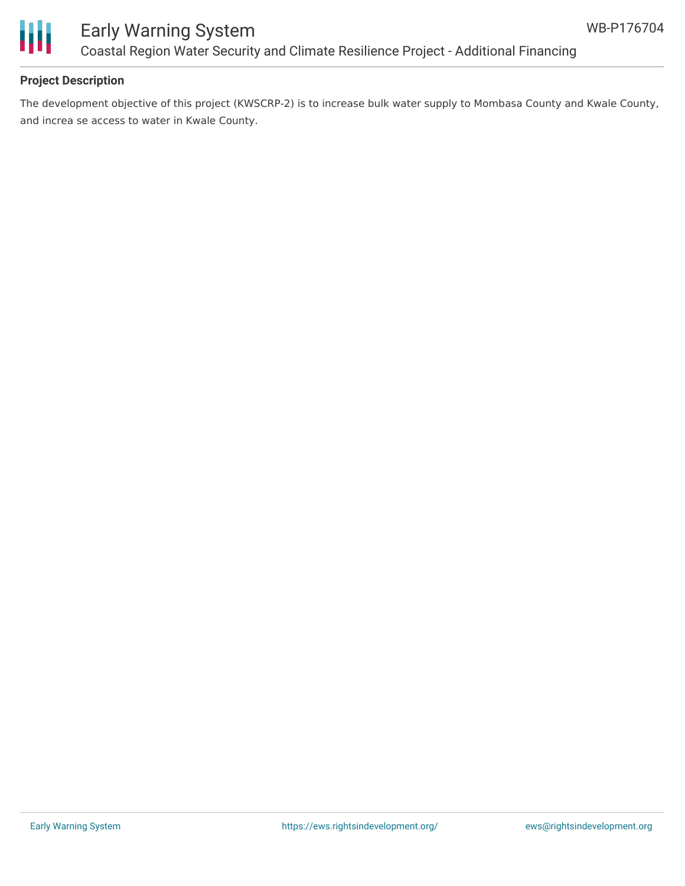## Project Description

The development objective of this project (KWSCRP-2) is to increase bulk water supply to Mombasa County and Kwale County, and increa se access to water in Kwale County.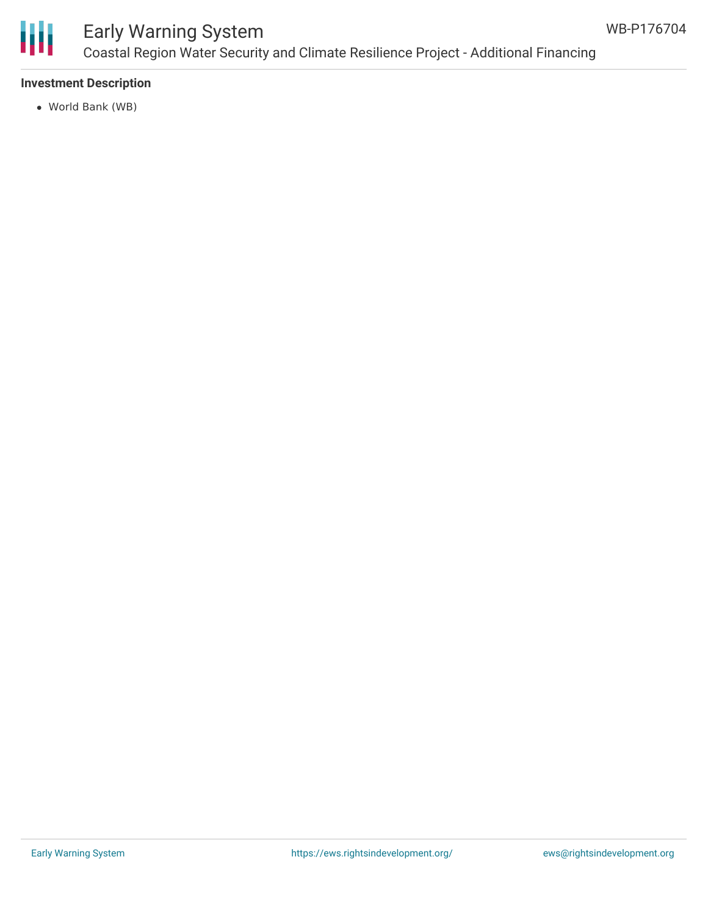### Investment Description

- World Bank (WB)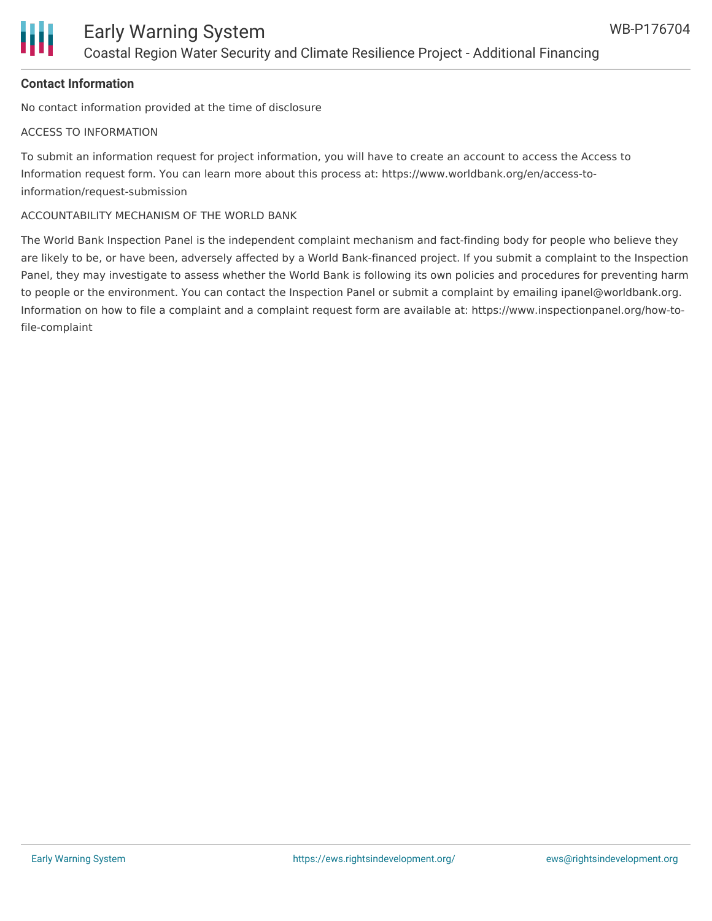**Contact Information**

No contact information provided at the time of disclosure

ACCESS TO INFORMATION

To submit an information request for project information, you will have to create an account to access the Access to Information request form. You can learn more about this process at: https://www.worldbank.org/en/access-to-information/request-submission

ACCOUNTABILITY MECHANISM OF THE WORLD BANK

The World Bank Inspection Panel is the independent complaint mechanism and fact-finding body for people who believe they are likely to be, or have been, adversely affected by a World Bank-financed project. If you submit a complaint to the Inspection Panel, they may investigate to assess whether the World Bank is following its own policies and procedures for preventing harm to people or the environment. You can contact the Inspection Panel or submit a complaint by emailing ipanel@worldbank.org. Information on how to file a complaint and a complaint request form are available at: https://www.inspectionpanel.org/how-to-file-complaint